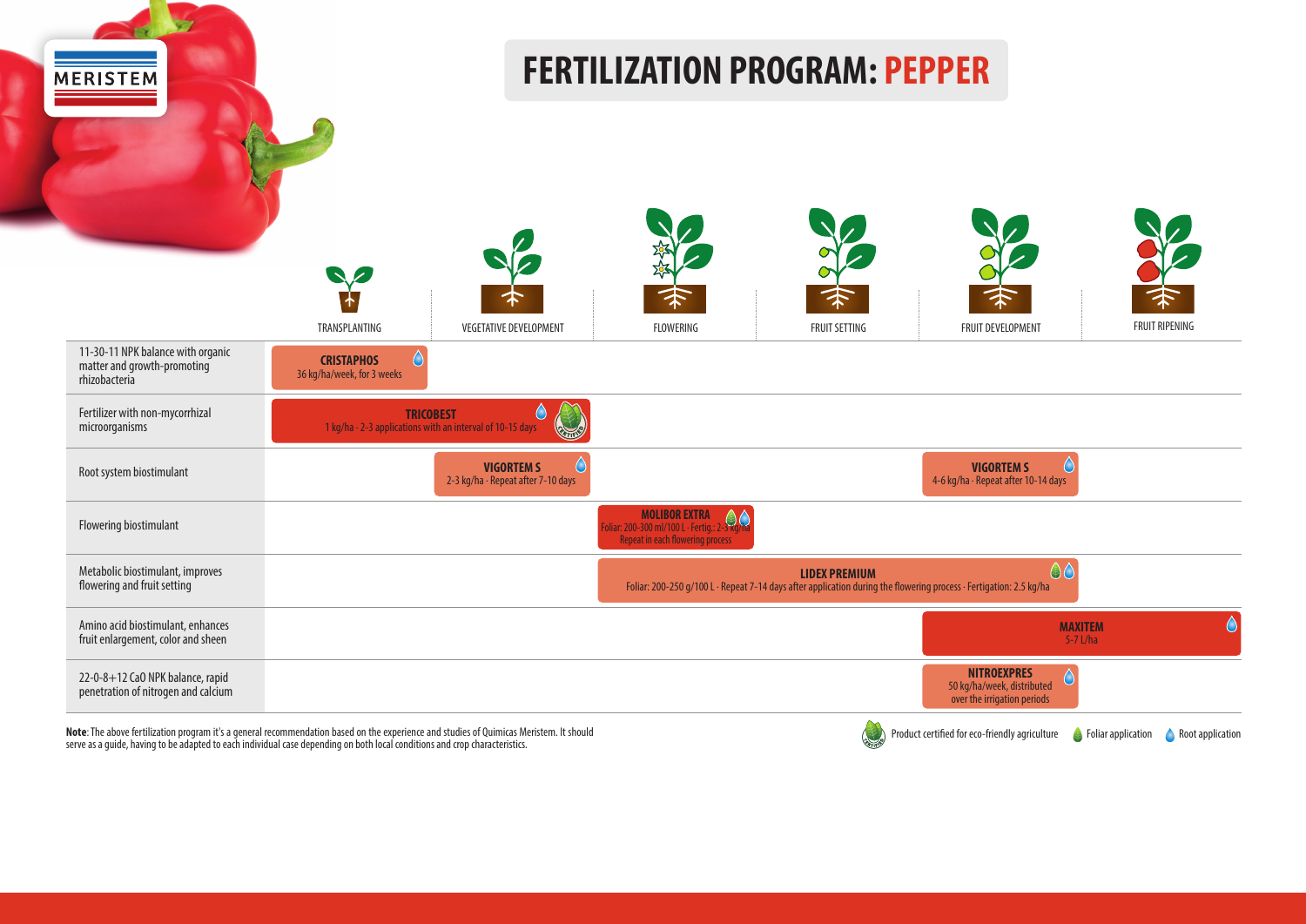# FERTILIZATION PROGRAM: PEPPER

| | TRANSPLANTING | VEGETATIVE DEVELOPMENT | FLOWERING | FRUIT SETTING | FRUIT DEVELOPMENT | FRUIT RIPENING |
|---|---|---|---|---|---|---|
| 11-30-11 NPK balance with organic matter and growth-promoting rhizobacteria | **CRISTAPHOS** 36 kg/ha/week, for 3 weeks (Root application) | | | | | |
| Fertilizer with non-mycorrhizal microorganisms | **TRICOBEST** 1 kg/ha · 2-3 applications with an interval of 10-15 days (Root application; Product certified for eco-friendly agriculture) | | | | | |
| Root system biostimulant | | **VIGORTEM S** 2-3 kg/ha · Repeat after 7-10 days (Root application) | | | **VIGORTEM S** 4-6 kg/ha · Repeat after 10-14 days (Root application) | |
| Flowering biostimulant | | | **MOLIBOR EXTRA** Foliar: 200-300 ml/100 L · Fertig.: 2-3 kg/ha · Repeat in each flowering process (Foliar application; Root application) | | | |
| Metabolic biostimulant, improves flowering and fruit setting | | | **LIDEX PREMIUM** Foliar: 200-250 g/100 L · Repeat 7-14 days after application during the flowering process · Fertigation: 2.5 kg/ha (Foliar application; Root application) | | | |
| Amino acid biostimulant, enhances fruit enlargement, color and sheen | | | | | **MAXITEM** 5-7 L/ha (Root application) | |
| 22-0-8+12 CaO NPK balance, rapid penetration of nitrogen and calcium | | | | | **NITROEXPRES** 50 kg/ha/week, distributed over the irrigation periods (Root application) | |

Note: LIDEX PREMIUM spans Flowering through Fruit Development; MAXITEM spans Fruit Development through Fruit Ripening; TRICOBEST spans Transplanting through Vegetative Development.

**Note**: The above fertilization program it's a general recommendation based on the experience and studies of Quimicas Meristem. It should serve as a guide, having to be adapted to each individual case depending on both local conditions and crop characteristics.

Product certified for eco-friendly agriculture · Foliar application · Root application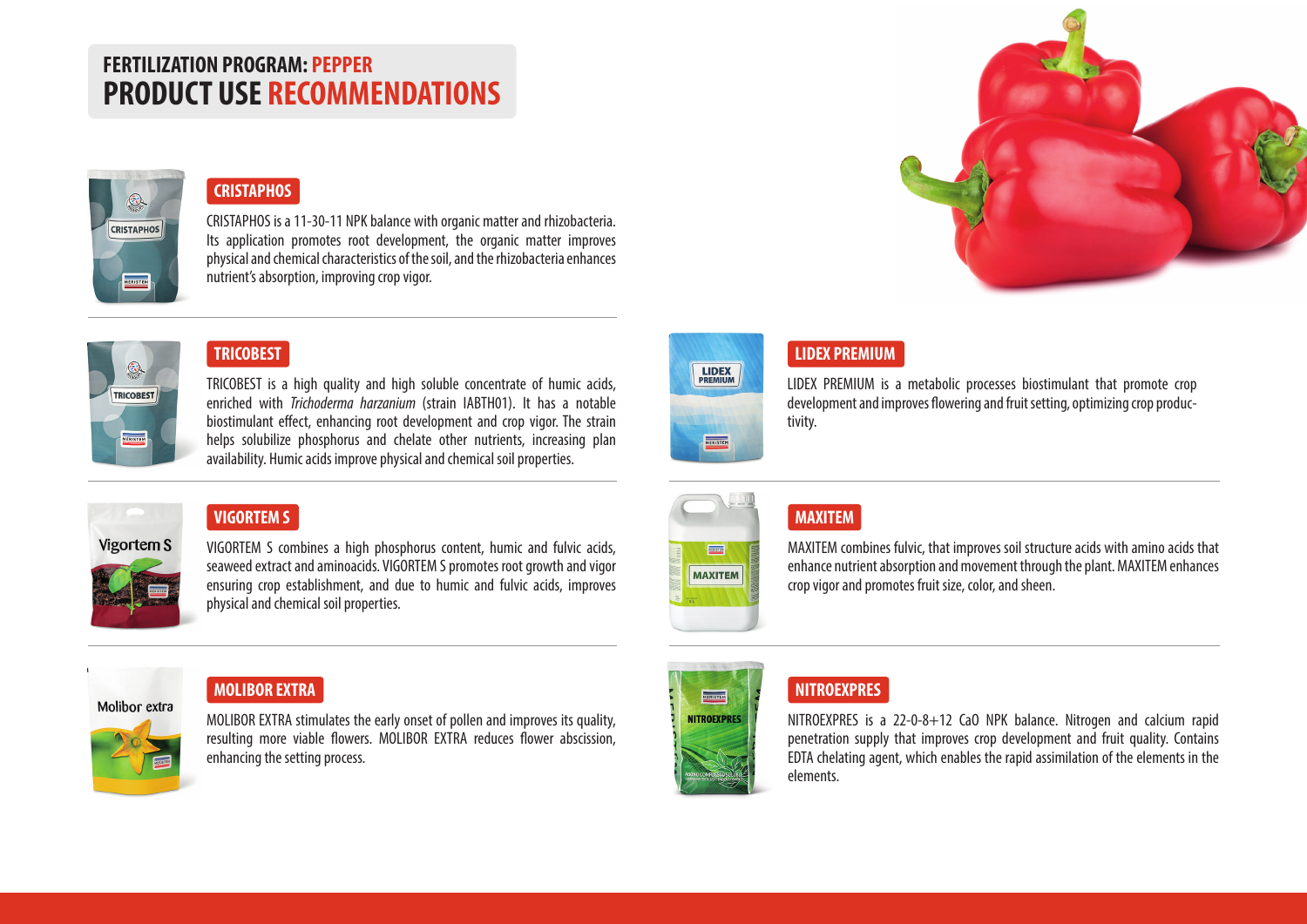# FERTILIZATION PROGRAM: PEPPER
# PRODUCT USE RECOMMENDATIONS

## CRISTAPHOS

CRISTAPHOS is a 11-30-11 NPK balance with organic matter and rhizobacteria. Its application promotes root development, the organic matter improves physical and chemical characteristics of the soil, and the rhizobacteria enhances nutrient's absorption, improving crop vigor.

## TRICOBEST

TRICOBEST is a high quality and high soluble concentrate of humic acids, enriched with *Trichoderma harzanium* (strain IABTH01). It has a notable biostimulant effect, enhancing root development and crop vigor. The strain helps solubilize phosphorus and chelate other nutrients, increasing plan availability. Humic acids improve physical and chemical soil properties.

## VIGORTEM S

VIGORTEM S combines a high phosphorus content, humic and fulvic acids, seaweed extract and aminoacids. VIGORTEM S promotes root growth and vigor ensuring crop establishment, and due to humic and fulvic acids, improves physical and chemical soil properties.

## MOLIBOR EXTRA

MOLIBOR EXTRA stimulates the early onset of pollen and improves its quality, resulting more viable flowers. MOLIBOR EXTRA reduces flower abscission, enhancing the setting process.

## LIDEX PREMIUM

LIDEX PREMIUM is a metabolic processes biostimulant that promote crop development and improves flowering and fruit setting, optimizing crop productivity.

## MAXITEM

MAXITEM combines fulvic, that improves soil structure acids with amino acids that enhance nutrient absorption and movement through the plant. MAXITEM enhances crop vigor and promotes fruit size, color, and sheen.

## NITROEXPRES

NITROEXPRES is a 22-0-8+12 CaO NPK balance. Nitrogen and calcium rapid penetration supply that improves crop development and fruit quality. Contains EDTA chelating agent, which enables the rapid assimilation of the elements in the elements.